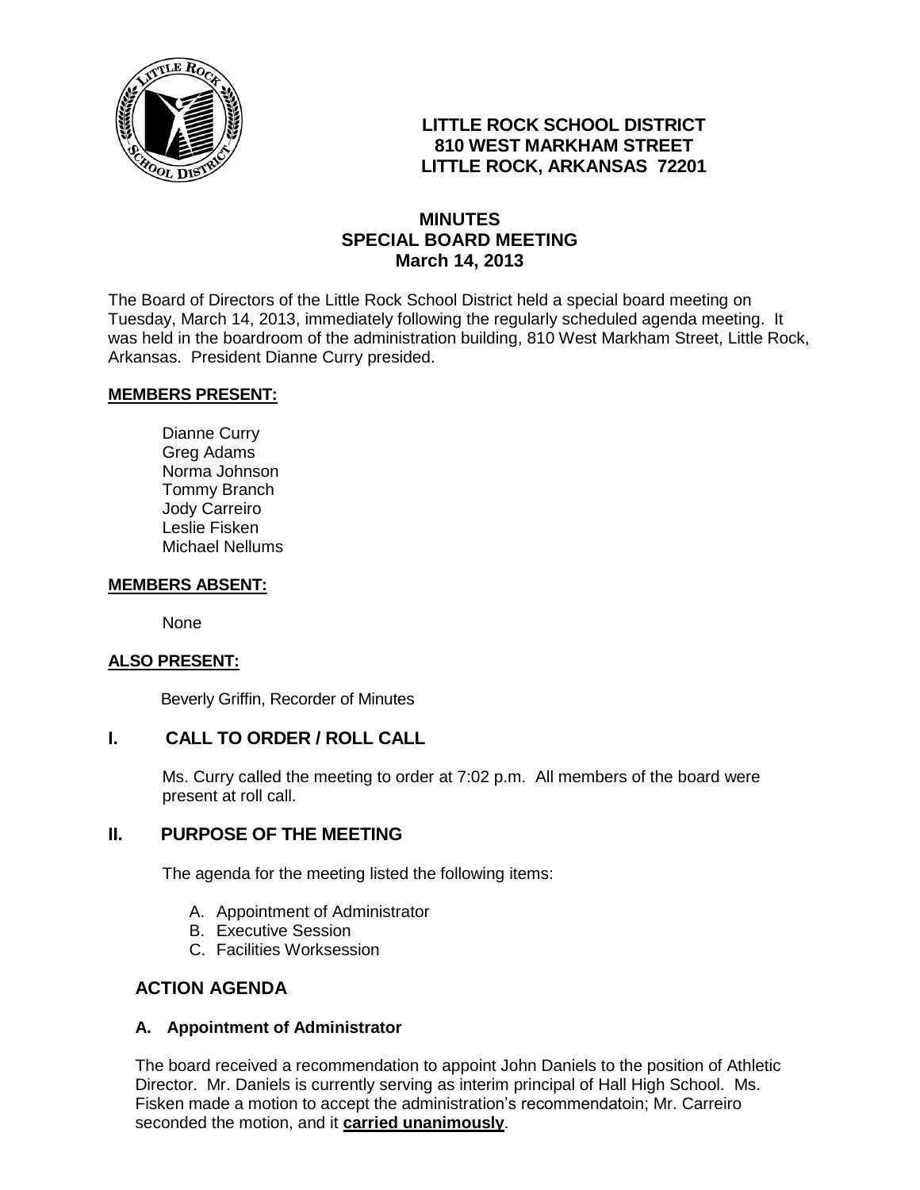# LITTLE ROCK SCHOOL DISTRICT
## 810 WEST MARKHAM STREET
## LITTLE ROCK, ARKANSAS 72201

# MINUTES
## SPECIAL BOARD MEETING
## March 14, 2013

The Board of Directors of the Little Rock School District held a special board meeting on Tuesday, March 14, 2013, immediately following the regularly scheduled agenda meeting. It was held in the boardroom of the administration building, 810 West Markham Street, Little Rock, Arkansas. President Dianne Curry presided.

**MEMBERS PRESENT:**

Dianne Curry
Greg Adams
Norma Johnson
Tommy Branch
Jody Carreiro
Leslie Fisken
Michael Nellums

**MEMBERS ABSENT:**

None

**ALSO PRESENT:**

Beverly Griffin, Recorder of Minutes

## I. CALL TO ORDER / ROLL CALL

Ms. Curry called the meeting to order at 7:02 p.m. All members of the board were present at roll call.

## II. PURPOSE OF THE MEETING

The agenda for the meeting listed the following items:

A. Appointment of Administrator
B. Executive Session
C. Facilities Worksession

## ACTION AGENDA

### A. Appointment of Administrator

The board received a recommendation to appoint John Daniels to the position of Athletic Director. Mr. Daniels is currently serving as interim principal of Hall High School. Ms. Fisken made a motion to accept the administration's recommendatoin; Mr. Carreiro seconded the motion, and it **carried unanimously**.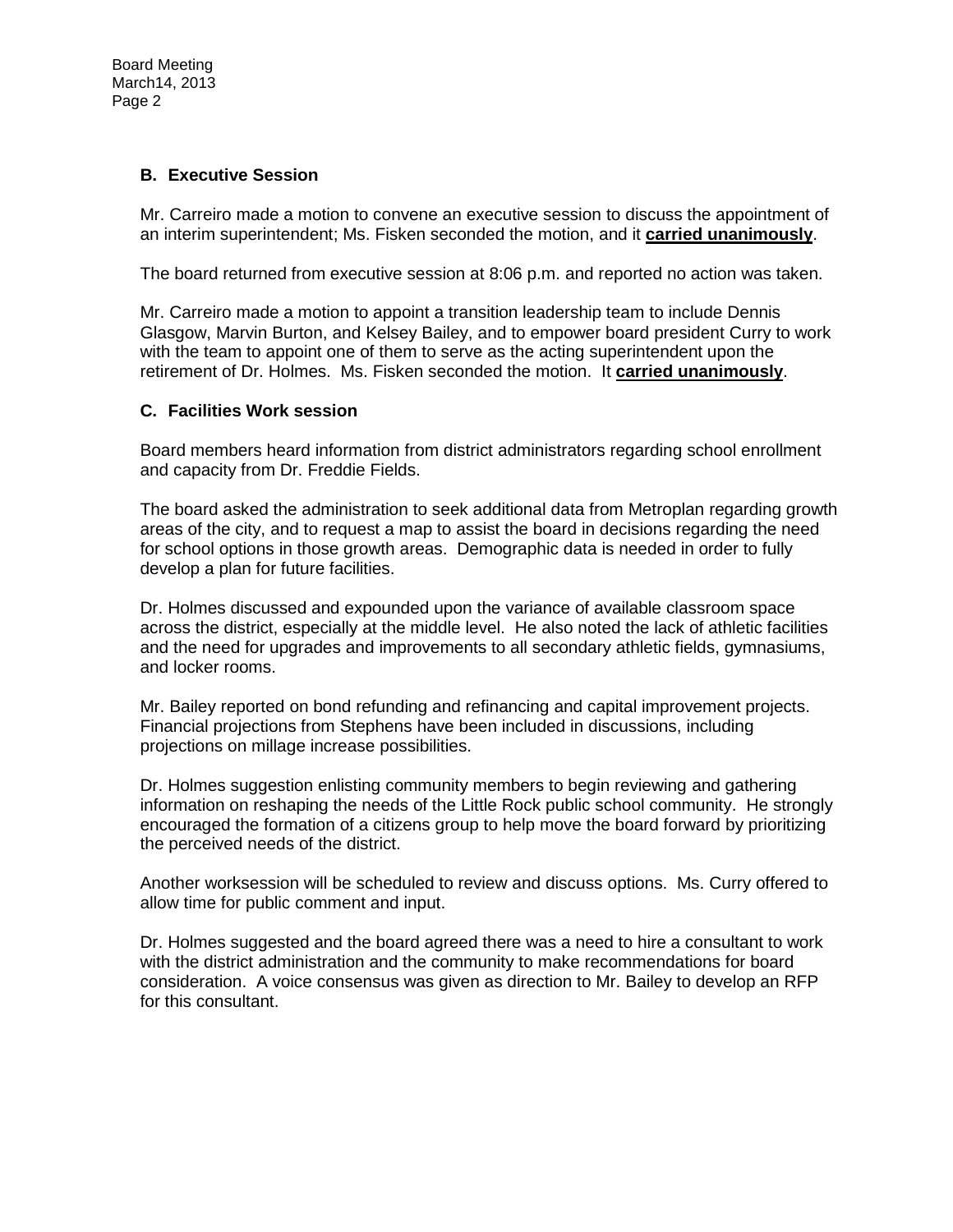### B. Executive Session

Mr. Carreiro made a motion to convene an executive session to discuss the appointment of an interim superintendent; Ms. Fisken seconded the motion, and it **carried unanimously**.

The board returned from executive session at 8:06 p.m. and reported no action was taken.

Mr. Carreiro made a motion to appoint a transition leadership team to include Dennis Glasgow, Marvin Burton, and Kelsey Bailey, and to empower board president Curry to work with the team to appoint one of them to serve as the acting superintendent upon the retirement of Dr. Holmes. Ms. Fisken seconded the motion. It **carried unanimously**.

### C. Facilities Work session

Board members heard information from district administrators regarding school enrollment and capacity from Dr. Freddie Fields.

The board asked the administration to seek additional data from Metroplan regarding growth areas of the city, and to request a map to assist the board in decisions regarding the need for school options in those growth areas. Demographic data is needed in order to fully develop a plan for future facilities.

Dr. Holmes discussed and expounded upon the variance of available classroom space across the district, especially at the middle level. He also noted the lack of athletic facilities and the need for upgrades and improvements to all secondary athletic fields, gymnasiums, and locker rooms.

Mr. Bailey reported on bond refunding and refinancing and capital improvement projects. Financial projections from Stephens have been included in discussions, including projections on millage increase possibilities.

Dr. Holmes suggestion enlisting community members to begin reviewing and gathering information on reshaping the needs of the Little Rock public school community. He strongly encouraged the formation of a citizens group to help move the board forward by prioritizing the perceived needs of the district.

Another worksession will be scheduled to review and discuss options. Ms. Curry offered to allow time for public comment and input.

Dr. Holmes suggested and the board agreed there was a need to hire a consultant to work with the district administration and the community to make recommendations for board consideration. A voice consensus was given as direction to Mr. Bailey to develop an RFP for this consultant.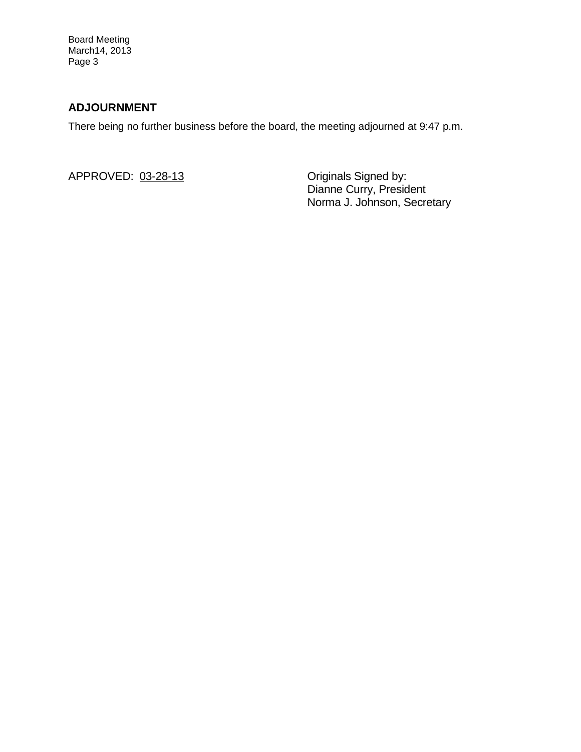## ADJOURNMENT

There being no further business before the board, the meeting adjourned at 9:47 p.m.

APPROVED: 03-28-13

Originals Signed by:
Dianne Curry, President
Norma J. Johnson, Secretary